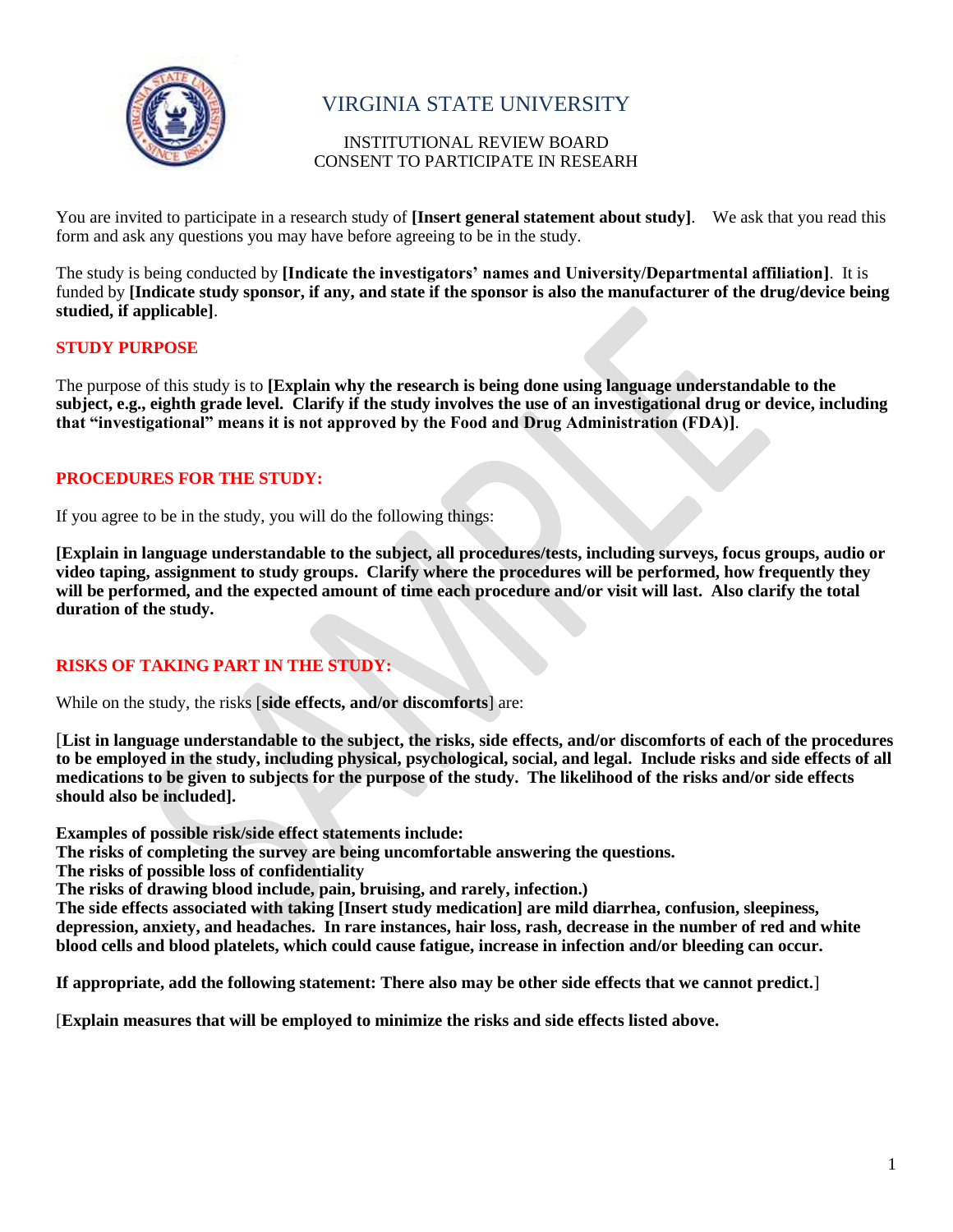# VIRGINIA STATE UNIVERSITY

INSTITUTIONAL REVIEW BOARD
CONSENT TO PARTICIPATE IN RESEARCH

You are invited to participate in a research study of **[Insert general statement about study]**. We ask that you read this form and ask any questions you may have before agreeing to be in the study.

The study is being conducted by **[Indicate the investigators' names and University/Departmental affiliation]**. It is funded by **[Indicate study sponsor, if any, and state if the sponsor is also the manufacturer of the drug/device being studied, if applicable]**.

## STUDY PURPOSE

The purpose of this study is to **[Explain why the research is being done using language understandable to the subject, e.g., eighth grade level. Clarify if the study involves the use of an investigational drug or device, including that "investigational" means it is not approved by the Food and Drug Administration (FDA)]**.

## PROCEDURES FOR THE STUDY:

If you agree to be in the study, you will do the following things:

**[Explain in language understandable to the subject, all procedures/tests, including surveys, focus groups, audio or video taping, assignment to study groups. Clarify where the procedures will be performed, how frequently they will be performed, and the expected amount of time each procedure and/or visit will last. Also clarify the total duration of the study.**

## RISKS OF TAKING PART IN THE STUDY:

While on the study, the risks [**side effects, and/or discomforts**] are:

[**List in language understandable to the subject, the risks, side effects, and/or discomforts of each of the procedures to be employed in the study, including physical, psychological, social, and legal. Include risks and side effects of all medications to be given to subjects for the purpose of the study. The likelihood of the risks and/or side effects should also be included].**

**Examples of possible risk/side effect statements include:**
**The risks of completing the survey are being uncomfortable answering the questions.**
**The risks of possible loss of confidentiality**
**The risks of drawing blood include, pain, bruising, and rarely, infection.)**
**The side effects associated with taking [Insert study medication] are mild diarrhea, confusion, sleepiness, depression, anxiety, and headaches. In rare instances, hair loss, rash, decrease in the number of red and white blood cells and blood platelets, which could cause fatigue, increase in infection and/or bleeding can occur.**

**If appropriate, add the following statement: There also may be other side effects that we cannot predict.**]

[**Explain measures that will be employed to minimize the risks and side effects listed above.**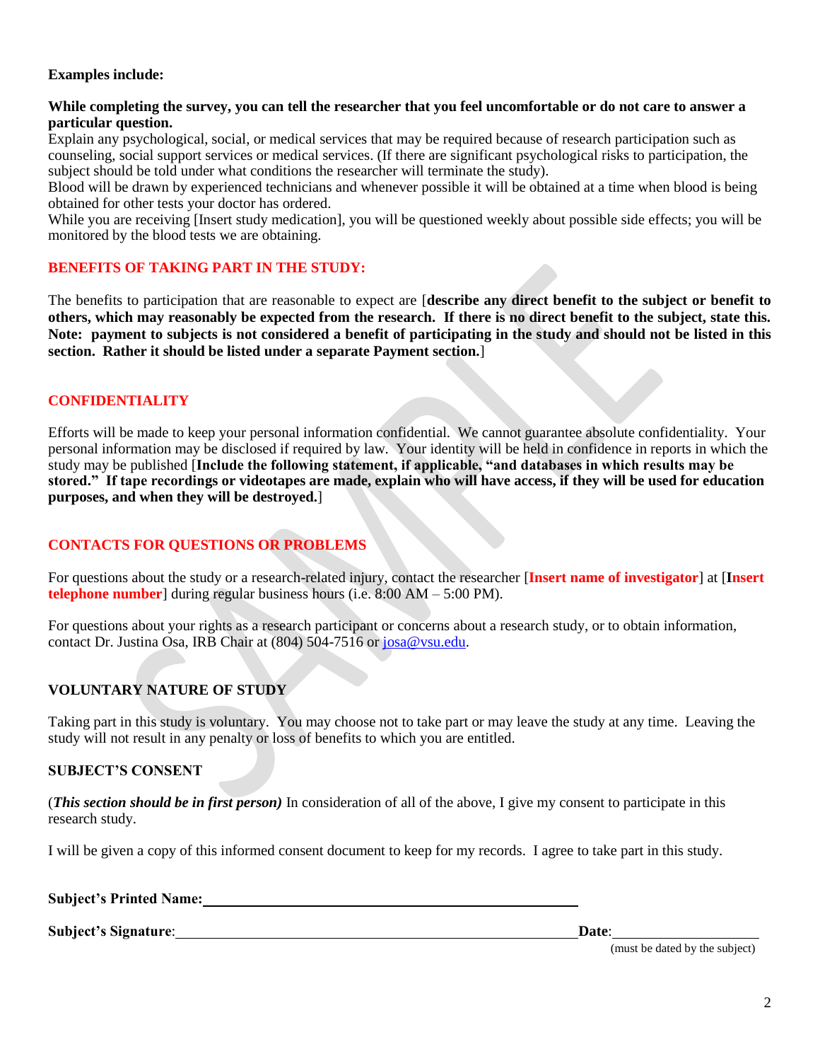**Examples include:**

**While completing the survey, you can tell the researcher that you feel uncomfortable or do not care to answer a particular question.**

Explain any psychological, social, or medical services that may be required because of research participation such as counseling, social support services or medical services. (If there are significant psychological risks to participation, the subject should be told under what conditions the researcher will terminate the study).

Blood will be drawn by experienced technicians and whenever possible it will be obtained at a time when blood is being obtained for other tests your doctor has ordered.

While you are receiving [Insert study medication], you will be questioned weekly about possible side effects; you will be monitored by the blood tests we are obtaining.

## BENEFITS OF TAKING PART IN THE STUDY:

The benefits to participation that are reasonable to expect are [**describe any direct benefit to the subject or benefit to others, which may reasonably be expected from the research. If there is no direct benefit to the subject, state this. Note: payment to subjects is not considered a benefit of participating in the study and should not be listed in this section. Rather it should be listed under a separate Payment section.**]

## CONFIDENTIALITY

Efforts will be made to keep your personal information confidential. We cannot guarantee absolute confidentiality. Your personal information may be disclosed if required by law. Your identity will be held in confidence in reports in which the study may be published [**Include the following statement, if applicable, "and databases in which results may be stored." If tape recordings or videotapes are made, explain who will have access, if they will be used for education purposes, and when they will be destroyed.**]

## CONTACTS FOR QUESTIONS OR PROBLEMS

For questions about the study or a research-related injury, contact the researcher [**Insert name of investigator**] at [**Insert telephone number**] during regular business hours (i.e. 8:00 AM – 5:00 PM).

For questions about your rights as a research participant or concerns about a research study, or to obtain information, contact Dr. Justina Osa, IRB Chair at (804) 504-7516 or josa@vsu.edu.

## VOLUNTARY NATURE OF STUDY

Taking part in this study is voluntary. You may choose not to take part or may leave the study at any time. Leaving the study will not result in any penalty or loss of benefits to which you are entitled.

## SUBJECT'S CONSENT

(***This section should be in first person)*** In consideration of all of the above, I give my consent to participate in this research study.

I will be given a copy of this informed consent document to keep for my records. I agree to take part in this study.

**Subject's Printed Name:**\_\_\_\_\_\_\_\_\_\_\_\_\_\_\_\_\_\_\_\_\_\_\_\_\_\_\_\_\_\_\_\_\_\_\_\_\_\_\_\_\_\_\_\_

**Subject's Signature**:\_\_\_\_\_\_\_\_\_\_\_\_\_\_\_\_\_\_\_\_\_\_\_\_\_\_\_\_\_\_\_\_\_\_\_\_\_\_\_\_\_\_\_\_\_\_ **Date**:\_\_\_\_\_\_\_\_\_\_\_\_\_\_\_\_

(must be dated by the subject)